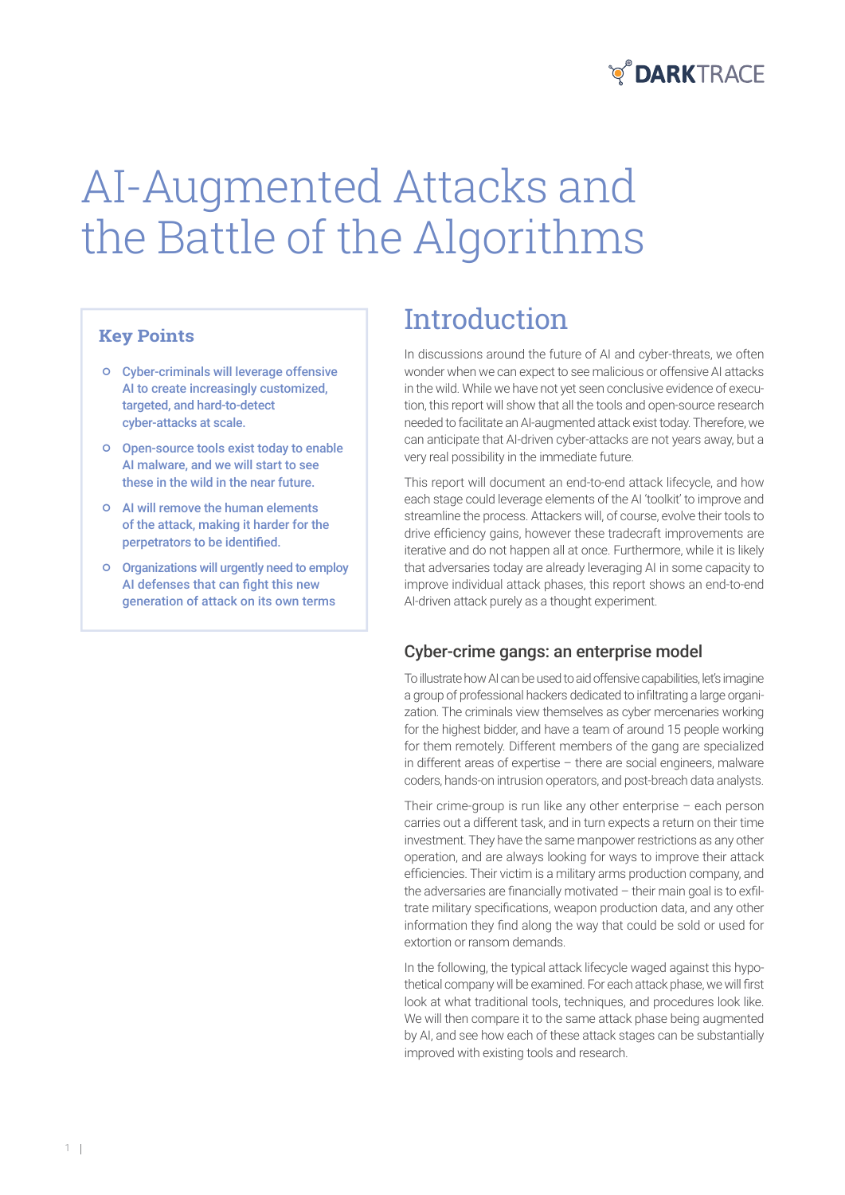# AI-Augmented Attacks and the Battle of the Algorithms

### Key Points

- Cyber-criminals will leverage offensive AI to create increasingly customized, targeted, and hard-to-detect cyber-attacks at scale.
- Open-source tools exist today to enable AI malware, and we will start to see these in the wild in the near future.
- AI will remove the human elements of the attack, making it harder for the perpetrators to be identified.
- Organizations will urgently need to employ AI defenses that can fight this new generation of attack on its own terms

## Introduction

In discussions around the future of AI and cyber-threats, we often wonder when we can expect to see malicious or offensive AI attacks in the wild. While we have not yet seen conclusive evidence of execution, this report will show that all the tools and open-source research needed to facilitate an AI-augmented attack exist today. Therefore, we can anticipate that AI-driven cyber-attacks are not years away, but a very real possibility in the immediate future.

This report will document an end-to-end attack lifecycle, and how each stage could leverage elements of the AI 'toolkit' to improve and streamline the process. Attackers will, of course, evolve their tools to drive efficiency gains, however these tradecraft improvements are iterative and do not happen all at once. Furthermore, while it is likely that adversaries today are already leveraging AI in some capacity to improve individual attack phases, this report shows an end-to-end AI-driven attack purely as a thought experiment.

### Cyber-crime gangs: an enterprise model

To illustrate how AI can be used to aid offensive capabilities, let's imagine a group of professional hackers dedicated to infiltrating a large organization. The criminals view themselves as cyber mercenaries working for the highest bidder, and have a team of around 15 people working for them remotely. Different members of the gang are specialized in different areas of expertise – there are social engineers, malware coders, hands-on intrusion operators, and post-breach data analysts.

Their crime-group is run like any other enterprise – each person carries out a different task, and in turn expects a return on their time investment. They have the same manpower restrictions as any other operation, and are always looking for ways to improve their attack efficiencies. Their victim is a military arms production company, and the adversaries are financially motivated – their main goal is to exfiltrate military specifications, weapon production data, and any other information they find along the way that could be sold or used for extortion or ransom demands.

In the following, the typical attack lifecycle waged against this hypothetical company will be examined. For each attack phase, we will first look at what traditional tools, techniques, and procedures look like. We will then compare it to the same attack phase being augmented by AI, and see how each of these attack stages can be substantially improved with existing tools and research.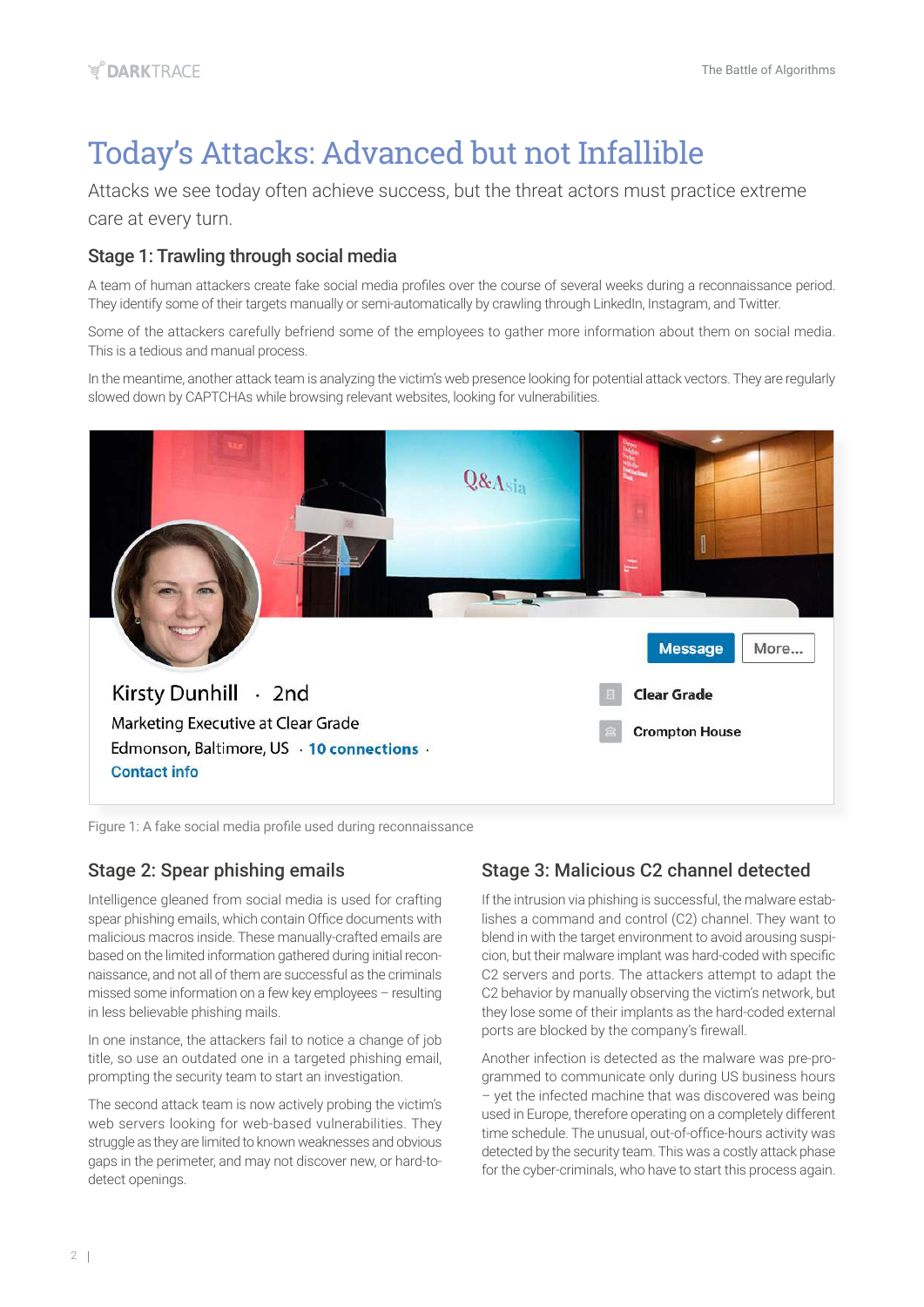# Today's Attacks: Advanced but not Infallible

Attacks we see today often achieve success, but the threat actors must practice extreme care at every turn.

### Stage 1: Trawling through social media

A team of human attackers create fake social media profiles over the course of several weeks during a reconnaissance period. They identify some of their targets manually or semi-automatically by crawling through LinkedIn, Instagram, and Twitter.

Some of the attackers carefully befriend some of the employees to gather more information about them on social media. This is a tedious and manual process.

In the meantime, another attack team is analyzing the victim's web presence looking for potential attack vectors. They are regularly slowed down by CAPTCHAs while browsing relevant websites, looking for vulnerabilities.

Figure 1: A fake social media profile used during reconnaissance

### Stage 2: Spear phishing emails

Intelligence gleaned from social media is used for crafting spear phishing emails, which contain Office documents with malicious macros inside. These manually-crafted emails are based on the limited information gathered during initial reconnaissance, and not all of them are successful as the criminals missed some information on a few key employees – resulting in less believable phishing mails.

In one instance, the attackers fail to notice a change of job title, so use an outdated one in a targeted phishing email, prompting the security team to start an investigation.

The second attack team is now actively probing the victim's web servers looking for web-based vulnerabilities. They struggle as they are limited to known weaknesses and obvious gaps in the perimeter, and may not discover new, or hard-to-detect openings.

### Stage 3: Malicious C2 channel detected

If the intrusion via phishing is successful, the malware establishes a command and control (C2) channel. They want to blend in with the target environment to avoid arousing suspicion, but their malware implant was hard-coded with specific C2 servers and ports. The attackers attempt to adapt the C2 behavior by manually observing the victim's network, but they lose some of their implants as the hard-coded external ports are blocked by the company's firewall.

Another infection is detected as the malware was pre-programmed to communicate only during US business hours – yet the infected machine that was discovered was being used in Europe, therefore operating on a completely different time schedule. The unusual, out-of-office-hours activity was detected by the security team. This was a costly attack phase for the cyber-criminals, who have to start this process again.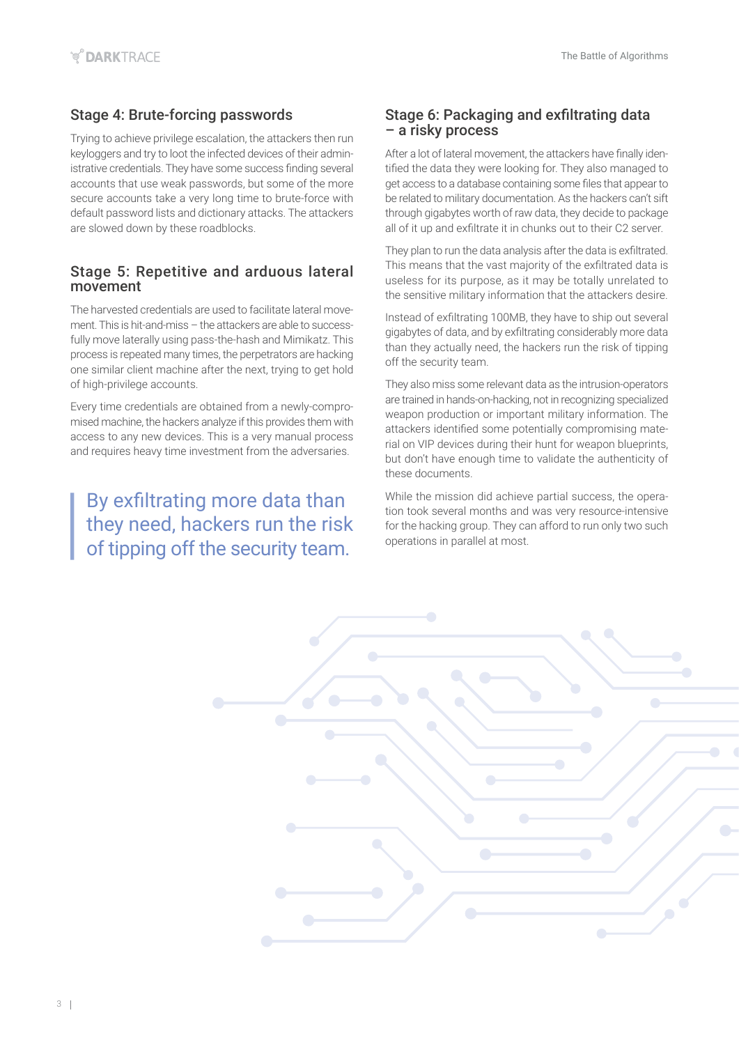## Stage 4: Brute-forcing passwords

Trying to achieve privilege escalation, the attackers then run keyloggers and try to loot the infected devices of their administrative credentials. They have some success finding several accounts that use weak passwords, but some of the more secure accounts take a very long time to brute-force with default password lists and dictionary attacks. The attackers are slowed down by these roadblocks.

## Stage 5: Repetitive and arduous lateral movement

The harvested credentials are used to facilitate lateral movement. This is hit-and-miss – the attackers are able to successfully move laterally using pass-the-hash and Mimikatz. This process is repeated many times, the perpetrators are hacking one similar client machine after the next, trying to get hold of high-privilege accounts.

Every time credentials are obtained from a newly-compromised machine, the hackers analyze if this provides them with access to any new devices. This is a very manual process and requires heavy time investment from the adversaries.

> By exfiltrating more data than they need, hackers run the risk of tipping off the security team.

## Stage 6: Packaging and exfiltrating data – a risky process

After a lot of lateral movement, the attackers have finally identified the data they were looking for. They also managed to get access to a database containing some files that appear to be related to military documentation. As the hackers can't sift through gigabytes worth of raw data, they decide to package all of it up and exfiltrate it in chunks out to their C2 server.

They plan to run the data analysis after the data is exfiltrated. This means that the vast majority of the exfiltrated data is useless for its purpose, as it may be totally unrelated to the sensitive military information that the attackers desire.

Instead of exfiltrating 100MB, they have to ship out several gigabytes of data, and by exfiltrating considerably more data than they actually need, the hackers run the risk of tipping off the security team.

They also miss some relevant data as the intrusion-operators are trained in hands-on-hacking, not in recognizing specialized weapon production or important military information. The attackers identified some potentially compromising material on VIP devices during their hunt for weapon blueprints, but don't have enough time to validate the authenticity of these documents.

While the mission did achieve partial success, the operation took several months and was very resource-intensive for the hacking group. They can afford to run only two such operations in parallel at most.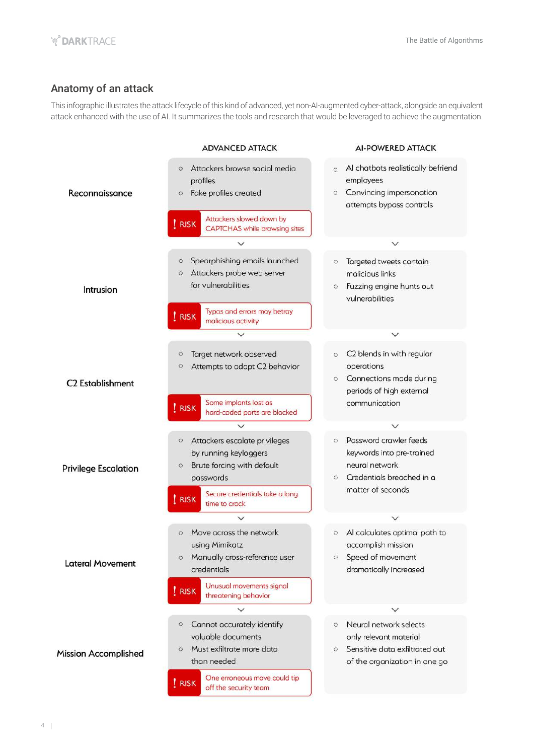## Anatomy of an attack

This infographic illustrates the attack lifecycle of this kind of advanced, yet non-AI-augmented cyber-attack, alongside an equivalent attack enhanced with the use of AI. It summarizes the tools and research that would be leveraged to achieve the augmentation.

| | ADVANCED ATTACK | AI-POWERED ATTACK |
|---|---|---|
| **Reconnaissance** | ○ Attackers browse social media profiles<br>○ Fake profiles created<br>**! RISK** Attackers slowed down by CAPTCHAS while browsing sites | ○ AI chatbots realistically befriend employees<br>○ Convincing impersonation attempts bypass controls |
| **Intrusion** | ○ Spearphishing emails launched<br>○ Attackers probe web server for vulnerabilities<br>**! RISK** Typos and errors may betray malicious activity | ○ Targeted tweets contain malicious links<br>○ Fuzzing engine hunts out vulnerabilities |
| **C2 Establishment** | ○ Target network observed<br>○ Attempts to adapt C2 behavior<br>**! RISK** Some implants lost as hard-coded ports are blocked | ○ C2 blends in with regular operations<br>○ Connections made during periods of high external communication |
| **Privilege Escalation** | ○ Attackers escalate privileges by running keyloggers<br>○ Brute forcing with default passwords<br>**! RISK** Secure credentials take a long time to crack | ○ Password crawler feeds keywords into pre-trained neural network<br>○ Credentials breached in a matter of seconds |
| **Lateral Movement** | ○ Move across the network using Mimikatz<br>○ Manually cross-reference user credentials<br>**! RISK** Unusual movements signal threatening behavior | ○ AI calculates optimal path to accomplish mission<br>○ Speed of movement dramatically increased |
| **Mission Accomplished** | ○ Cannot accurately identify valuable documents<br>○ Must exfiltrate more data than needed<br>**! RISK** One erroneous move could tip off the security team | ○ Neural network selects only relevant material<br>○ Sensitive data exfiltrated out of the organization in one go |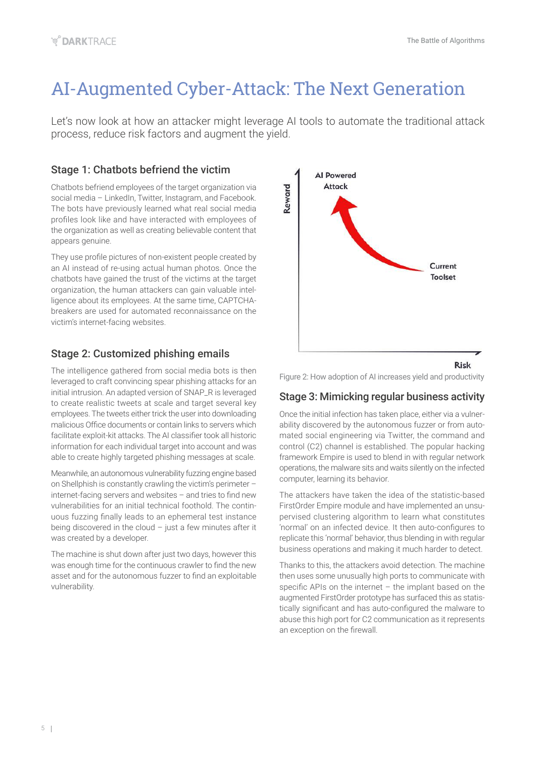# AI-Augmented Cyber-Attack: The Next Generation

Let's now look at how an attacker might leverage AI tools to automate the traditional attack process, reduce risk factors and augment the yield.

## Stage 1: Chatbots befriend the victim

Chatbots befriend employees of the target organization via social media – LinkedIn, Twitter, Instagram, and Facebook. The bots have previously learned what real social media profiles look like and have interacted with employees of the organization as well as creating believable content that appears genuine.

They use profile pictures of non-existent people created by an AI instead of re-using actual human photos. Once the chatbots have gained the trust of the victims at the target organization, the human attackers can gain valuable intelligence about its employees. At the same time, CAPTCHA-breakers are used for automated reconnaissance on the victim's internet-facing websites.

## Stage 2: Customized phishing emails

The intelligence gathered from social media bots is then leveraged to craft convincing spear phishing attacks for an initial intrusion. An adapted version of SNAP_R is leveraged to create realistic tweets at scale and target several key employees. The tweets either trick the user into downloading malicious Office documents or contain links to servers which facilitate exploit-kit attacks. The AI classifier took all historic information for each individual target into account and was able to create highly targeted phishing messages at scale.

Meanwhile, an autonomous vulnerability fuzzing engine based on Shellphish is constantly crawling the victim's perimeter – internet-facing servers and websites – and tries to find new vulnerabilities for an initial technical foothold. The continuous fuzzing finally leads to an ephemeral test instance being discovered in the cloud – just a few minutes after it was created by a developer.

The machine is shut down after just two days, however this was enough time for the continuous crawler to find the new asset and for the autonomous fuzzer to find an exploitable vulnerability.

Figure 2: How adoption of AI increases yield and productivity

## Stage 3: Mimicking regular business activity

Once the initial infection has taken place, either via a vulnerability discovered by the autonomous fuzzer or from automated social engineering via Twitter, the command and control (C2) channel is established. The popular hacking framework Empire is used to blend in with regular network operations, the malware sits and waits silently on the infected computer, learning its behavior.

The attackers have taken the idea of the statistic-based FirstOrder Empire module and have implemented an unsupervised clustering algorithm to learn what constitutes 'normal' on an infected device. It then auto-configures to replicate this 'normal' behavior, thus blending in with regular business operations and making it much harder to detect.

Thanks to this, the attackers avoid detection. The machine then uses some unusually high ports to communicate with specific APIs on the internet – the implant based on the augmented FirstOrder prototype has surfaced this as statistically significant and has auto-configured the malware to abuse this high port for C2 communication as it represents an exception on the firewall.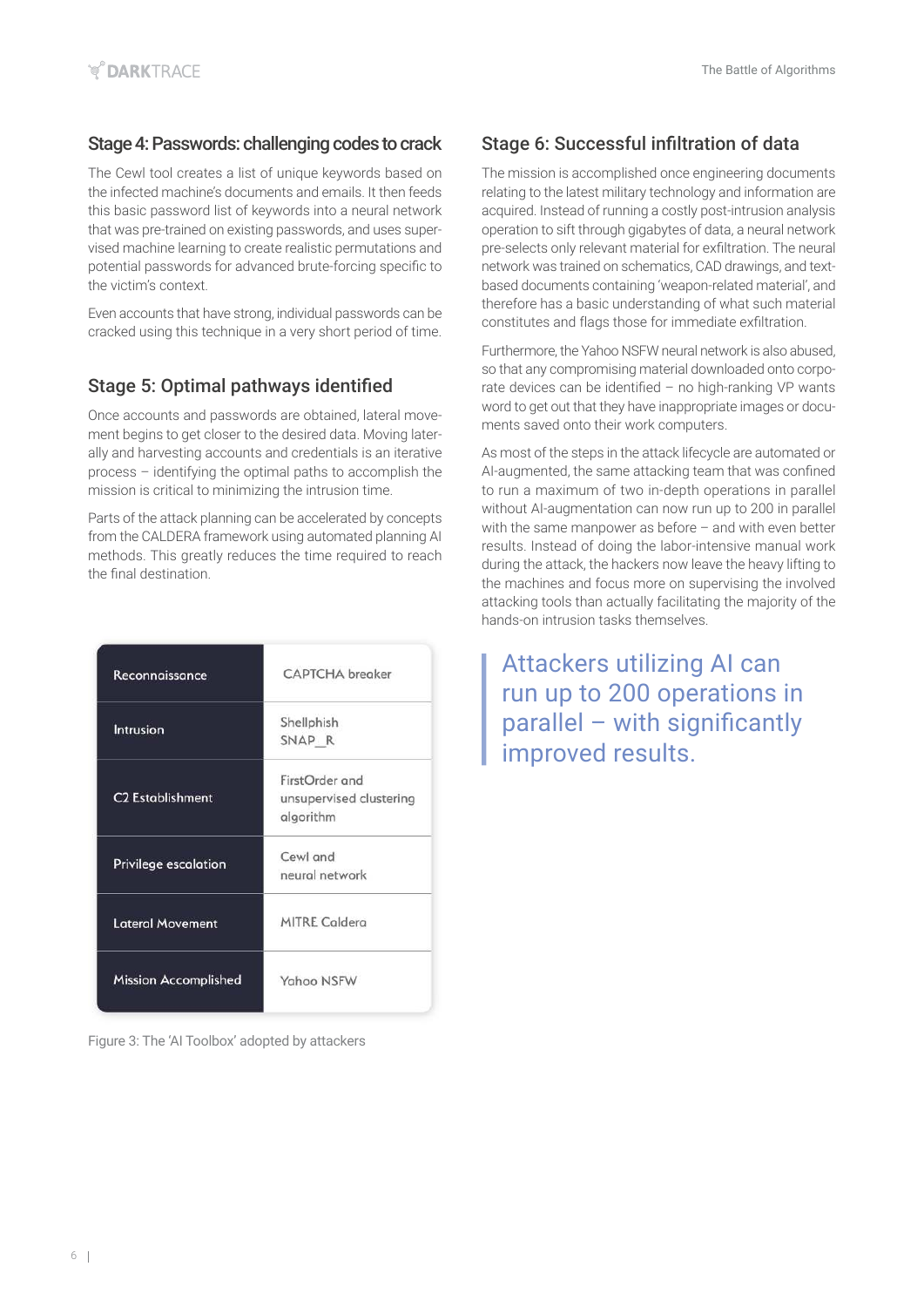## Stage 4: Passwords: challenging codes to crack

The Cewl tool creates a list of unique keywords based on the infected machine's documents and emails. It then feeds this basic password list of keywords into a neural network that was pre-trained on existing passwords, and uses supervised machine learning to create realistic permutations and potential passwords for advanced brute-forcing specific to the victim's context.

Even accounts that have strong, individual passwords can be cracked using this technique in a very short period of time.

## Stage 5: Optimal pathways identified

Once accounts and passwords are obtained, lateral movement begins to get closer to the desired data. Moving laterally and harvesting accounts and credentials is an iterative process – identifying the optimal paths to accomplish the mission is critical to minimizing the intrusion time.

Parts of the attack planning can be accelerated by concepts from the CALDERA framework using automated planning AI methods. This greatly reduces the time required to reach the final destination.

| | |
|---|---|
| Reconnaissance | CAPTCHA breaker |
| Intrusion | Shellphish SNAP_R |
| C2 Establishment | FirstOrder and unsupervised clustering algorithm |
| Privilege escalation | Cewl and neural network |
| Lateral Movement | MITRE Caldera |
| Mission Accomplished | Yahoo NSFW |

Figure 3: The 'AI Toolbox' adopted by attackers

## Stage 6: Successful infiltration of data

The mission is accomplished once engineering documents relating to the latest military technology and information are acquired. Instead of running a costly post-intrusion analysis operation to sift through gigabytes of data, a neural network pre-selects only relevant material for exfiltration. The neural network was trained on schematics, CAD drawings, and text-based documents containing 'weapon-related material', and therefore has a basic understanding of what such material constitutes and flags those for immediate exfiltration.

Furthermore, the Yahoo NSFW neural network is also abused, so that any compromising material downloaded onto corporate devices can be identified – no high-ranking VP wants word to get out that they have inappropriate images or documents saved onto their work computers.

As most of the steps in the attack lifecycle are automated or AI-augmented, the same attacking team that was confined to run a maximum of two in-depth operations in parallel without AI-augmentation can now run up to 200 in parallel with the same manpower as before – and with even better results. Instead of doing the labor-intensive manual work during the attack, the hackers now leave the heavy lifting to the machines and focus more on supervising the involved attacking tools than actually facilitating the majority of the hands-on intrusion tasks themselves.

> Attackers utilizing AI can run up to 200 operations in parallel – with significantly improved results.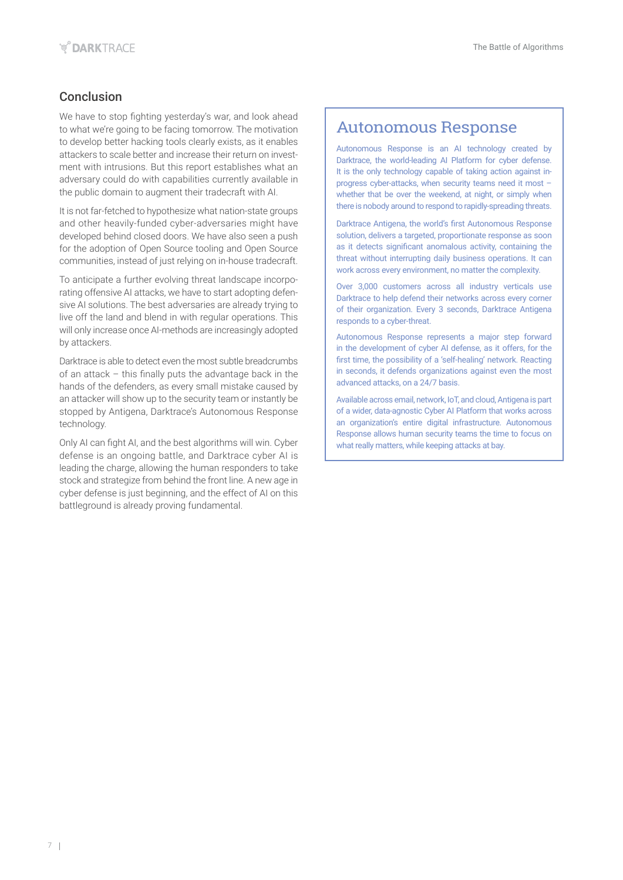## Conclusion

We have to stop fighting yesterday's war, and look ahead to what we're going to be facing tomorrow. The motivation to develop better hacking tools clearly exists, as it enables attackers to scale better and increase their return on investment with intrusions. But this report establishes what an adversary could do with capabilities currently available in the public domain to augment their tradecraft with AI.

It is not far-fetched to hypothesize what nation-state groups and other heavily-funded cyber-adversaries might have developed behind closed doors. We have also seen a push for the adoption of Open Source tooling and Open Source communities, instead of just relying on in-house tradecraft.

To anticipate a further evolving threat landscape incorporating offensive AI attacks, we have to start adopting defensive AI solutions. The best adversaries are already trying to live off the land and blend in with regular operations. This will only increase once AI-methods are increasingly adopted by attackers.

Darktrace is able to detect even the most subtle breadcrumbs of an attack – this finally puts the advantage back in the hands of the defenders, as every small mistake caused by an attacker will show up to the security team or instantly be stopped by Antigena, Darktrace's Autonomous Response technology.

Only AI can fight AI, and the best algorithms will win. Cyber defense is an ongoing battle, and Darktrace cyber AI is leading the charge, allowing the human responders to take stock and strategize from behind the front line. A new age in cyber defense is just beginning, and the effect of AI on this battleground is already proving fundamental.

## Autonomous Response

Autonomous Response is an AI technology created by Darktrace, the world-leading AI Platform for cyber defense. It is the only technology capable of taking action against in-progress cyber-attacks, when security teams need it most – whether that be over the weekend, at night, or simply when there is nobody around to respond to rapidly-spreading threats.

Darktrace Antigena, the world's first Autonomous Response solution, delivers a targeted, proportionate response as soon as it detects significant anomalous activity, containing the threat without interrupting daily business operations. It can work across every environment, no matter the complexity.

Over 3,000 customers across all industry verticals use Darktrace to help defend their networks across every corner of their organization. Every 3 seconds, Darktrace Antigena responds to a cyber-threat.

Autonomous Response represents a major step forward in the development of cyber AI defense, as it offers, for the first time, the possibility of a 'self-healing' network. Reacting in seconds, it defends organizations against even the most advanced attacks, on a 24/7 basis.

Available across email, network, IoT, and cloud, Antigena is part of a wider, data-agnostic Cyber AI Platform that works across an organization's entire digital infrastructure. Autonomous Response allows human security teams the time to focus on what really matters, while keeping attacks at bay.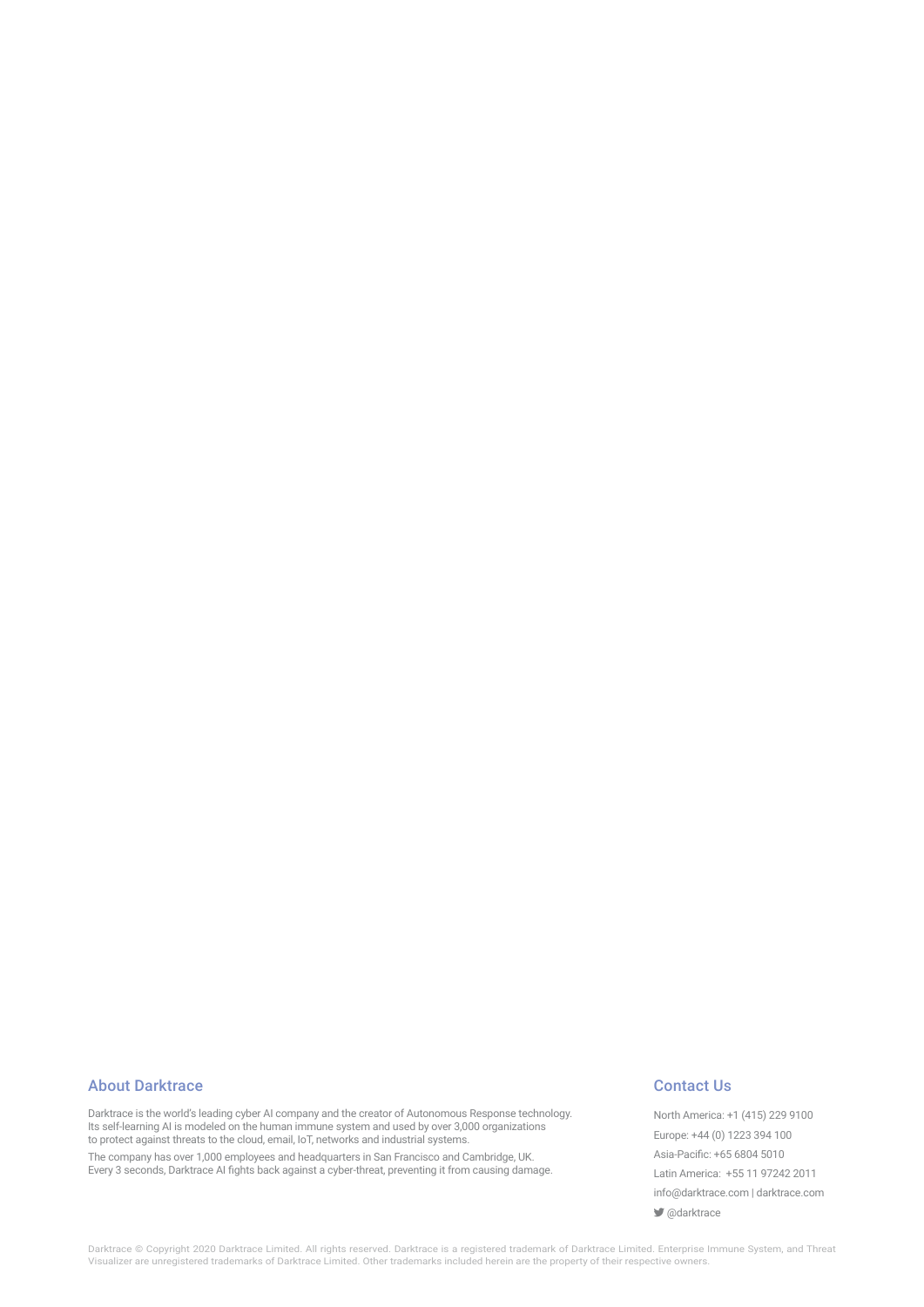## About Darktrace

Darktrace is the world's leading cyber AI company and the creator of Autonomous Response technology. Its self-learning AI is modeled on the human immune system and used by over 3,000 organizations to protect against threats to the cloud, email, IoT, networks and industrial systems.

The company has over 1,000 employees and headquarters in San Francisco and Cambridge, UK. Every 3 seconds, Darktrace AI fights back against a cyber-threat, preventing it from causing damage.

## Contact Us

North America: +1 (415) 229 9100

Europe: +44 (0) 1223 394 100

Asia-Pacific: +65 6804 5010

Latin America: +55 11 97242 2011

info@darktrace.com | darktrace.com

@darktrace

Darktrace © Copyright 2020 Darktrace Limited. All rights reserved. Darktrace is a registered trademark of Darktrace Limited. Enterprise Immune System, and Threat Visualizer are unregistered trademarks of Darktrace Limited. Other trademarks included herein are the property of their respective owners.